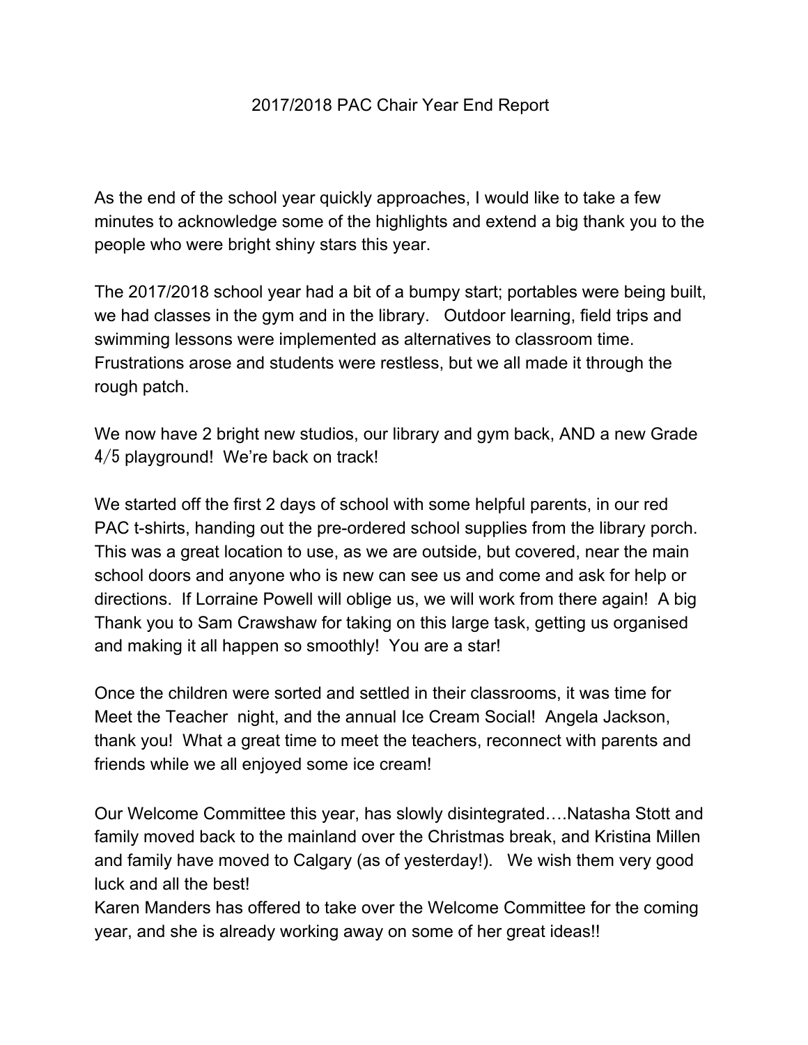# 2017/2018 PAC Chair Year End Report

As the end of the school year quickly approaches, I would like to take a few minutes to acknowledge some of the highlights and extend a big thank you to the people who were bright shiny stars this year.

The 2017/2018 school year had a bit of a bumpy start; portables were being built, we had classes in the gym and in the library. Outdoor learning, field trips and swimming lessons were implemented as alternatives to classroom time. Frustrations arose and students were restless, but we all made it through the rough patch.

We now have 2 bright new studios, our library and gym back, AND a new Grade 4/5 playground! We're back on track!

We started off the first 2 days of school with some helpful parents, in our red PAC t-shirts, handing out the pre-ordered school supplies from the library porch. This was a great location to use, as we are outside, but covered, near the main school doors and anyone who is new can see us and come and ask for help or directions. If Lorraine Powell will oblige us, we will work from there again! A big Thank you to Sam Crawshaw for taking on this large task, getting us organised and making it all happen so smoothly! You are a star!

Once the children were sorted and settled in their classrooms, it was time for Meet the Teacher night, and the annual Ice Cream Social! Angela Jackson, thank you! What a great time to meet the teachers, reconnect with parents and friends while we all enjoyed some ice cream!

Our Welcome Committee this year, has slowly disintegrated….Natasha Stott and family moved back to the mainland over the Christmas break, and Kristina Millen and family have moved to Calgary (as of yesterday!). We wish them very good luck and all the best!
Karen Manders has offered to take over the Welcome Committee for the coming year, and she is already working away on some of her great ideas!!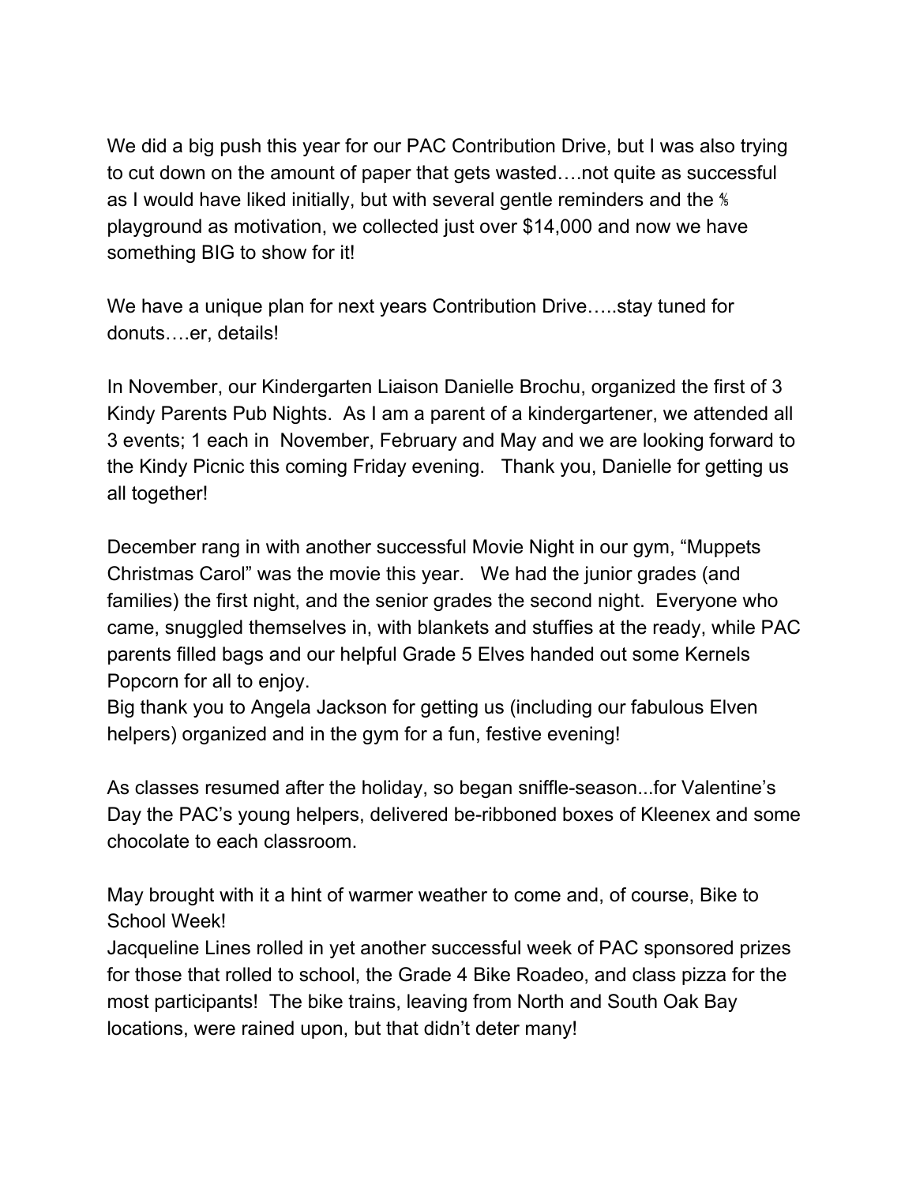We did a big push this year for our PAC Contribution Drive, but I was also trying to cut down on the amount of paper that gets wasted….not quite as successful as I would have liked initially, but with several gentle reminders and the ⅛ playground as motivation, we collected just over $14,000 and now we have something BIG to show for it!

We have a unique plan for next years Contribution Drive…..stay tuned for donuts….er, details!

In November, our Kindergarten Liaison Danielle Brochu, organized the first of 3 Kindy Parents Pub Nights. As I am a parent of a kindergartener, we attended all 3 events; 1 each in November, February and May and we are looking forward to the Kindy Picnic this coming Friday evening. Thank you, Danielle for getting us all together!

December rang in with another successful Movie Night in our gym, "Muppets Christmas Carol" was the movie this year. We had the junior grades (and families) the first night, and the senior grades the second night. Everyone who came, snuggled themselves in, with blankets and stuffies at the ready, while PAC parents filled bags and our helpful Grade 5 Elves handed out some Kernels Popcorn for all to enjoy.
Big thank you to Angela Jackson for getting us (including our fabulous Elven helpers) organized and in the gym for a fun, festive evening!

As classes resumed after the holiday, so began sniffle-season...for Valentine's Day the PAC's young helpers, delivered be-ribboned boxes of Kleenex and some chocolate to each classroom.

May brought with it a hint of warmer weather to come and, of course, Bike to School Week!
Jacqueline Lines rolled in yet another successful week of PAC sponsored prizes for those that rolled to school, the Grade 4 Bike Roadeo, and class pizza for the most participants! The bike trains, leaving from North and South Oak Bay locations, were rained upon, but that didn't deter many!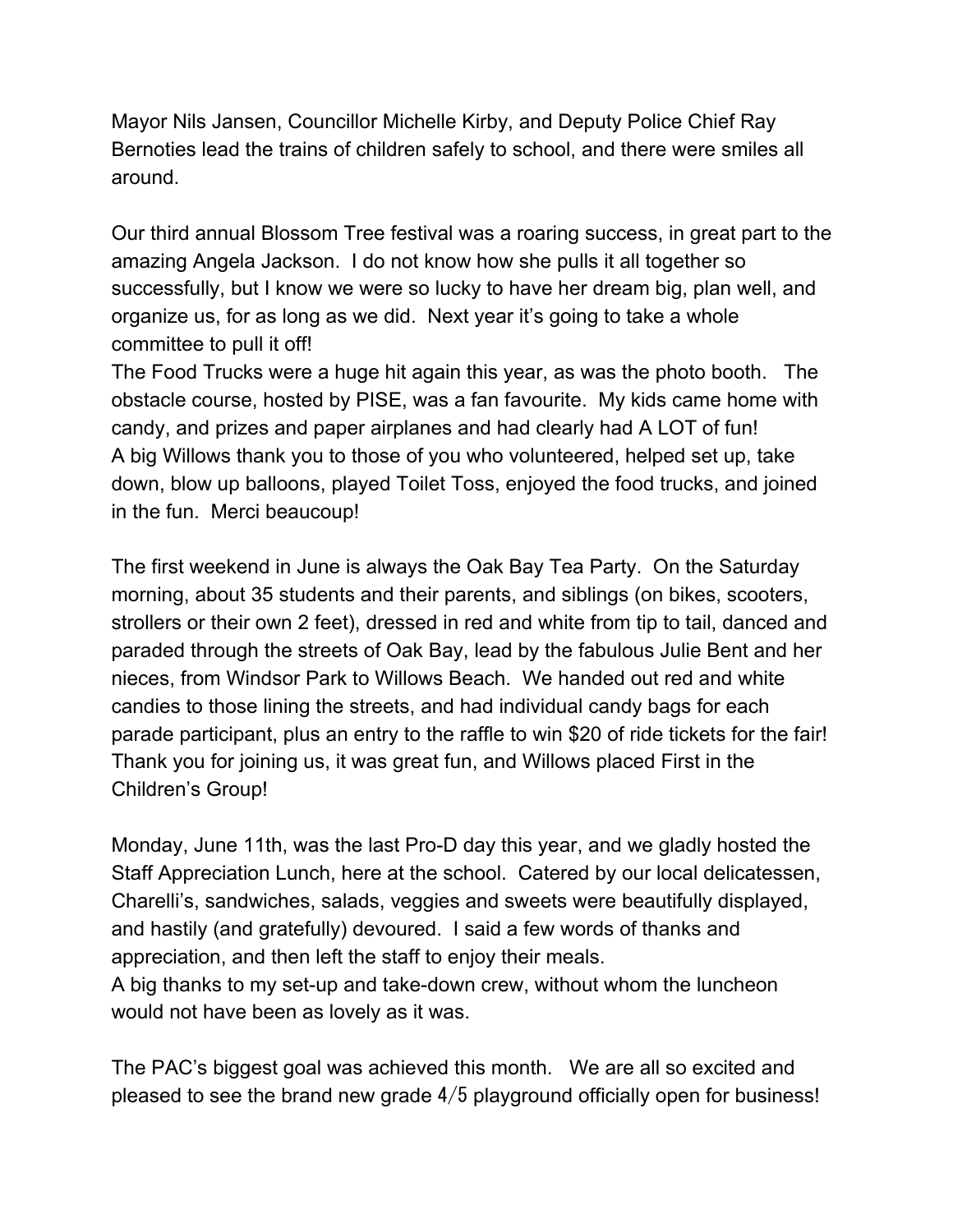Mayor Nils Jansen, Councillor Michelle Kirby, and Deputy Police Chief Ray Bernoties lead the trains of children safely to school, and there were smiles all around.

Our third annual Blossom Tree festival was a roaring success, in great part to the amazing Angela Jackson. I do not know how she pulls it all together so successfully, but I know we were so lucky to have her dream big, plan well, and organize us, for as long as we did. Next year it's going to take a whole committee to pull it off!
The Food Trucks were a huge hit again this year, as was the photo booth. The obstacle course, hosted by PISE, was a fan favourite. My kids came home with candy, and prizes and paper airplanes and had clearly had A LOT of fun!
A big Willows thank you to those of you who volunteered, helped set up, take down, blow up balloons, played Toilet Toss, enjoyed the food trucks, and joined in the fun. Merci beaucoup!

The first weekend in June is always the Oak Bay Tea Party. On the Saturday morning, about 35 students and their parents, and siblings (on bikes, scooters, strollers or their own 2 feet), dressed in red and white from tip to tail, danced and paraded through the streets of Oak Bay, lead by the fabulous Julie Bent and her nieces, from Windsor Park to Willows Beach. We handed out red and white candies to those lining the streets, and had individual candy bags for each parade participant, plus an entry to the raffle to win $20 of ride tickets for the fair! Thank you for joining us, it was great fun, and Willows placed First in the Children's Group!

Monday, June 11th, was the last Pro-D day this year, and we gladly hosted the Staff Appreciation Lunch, here at the school. Catered by our local delicatessen, Charelli's, sandwiches, salads, veggies and sweets were beautifully displayed, and hastily (and gratefully) devoured. I said a few words of thanks and appreciation, and then left the staff to enjoy their meals.
A big thanks to my set-up and take-down crew, without whom the luncheon would not have been as lovely as it was.

The PAC's biggest goal was achieved this month. We are all so excited and pleased to see the brand new grade 4/5 playground officially open for business!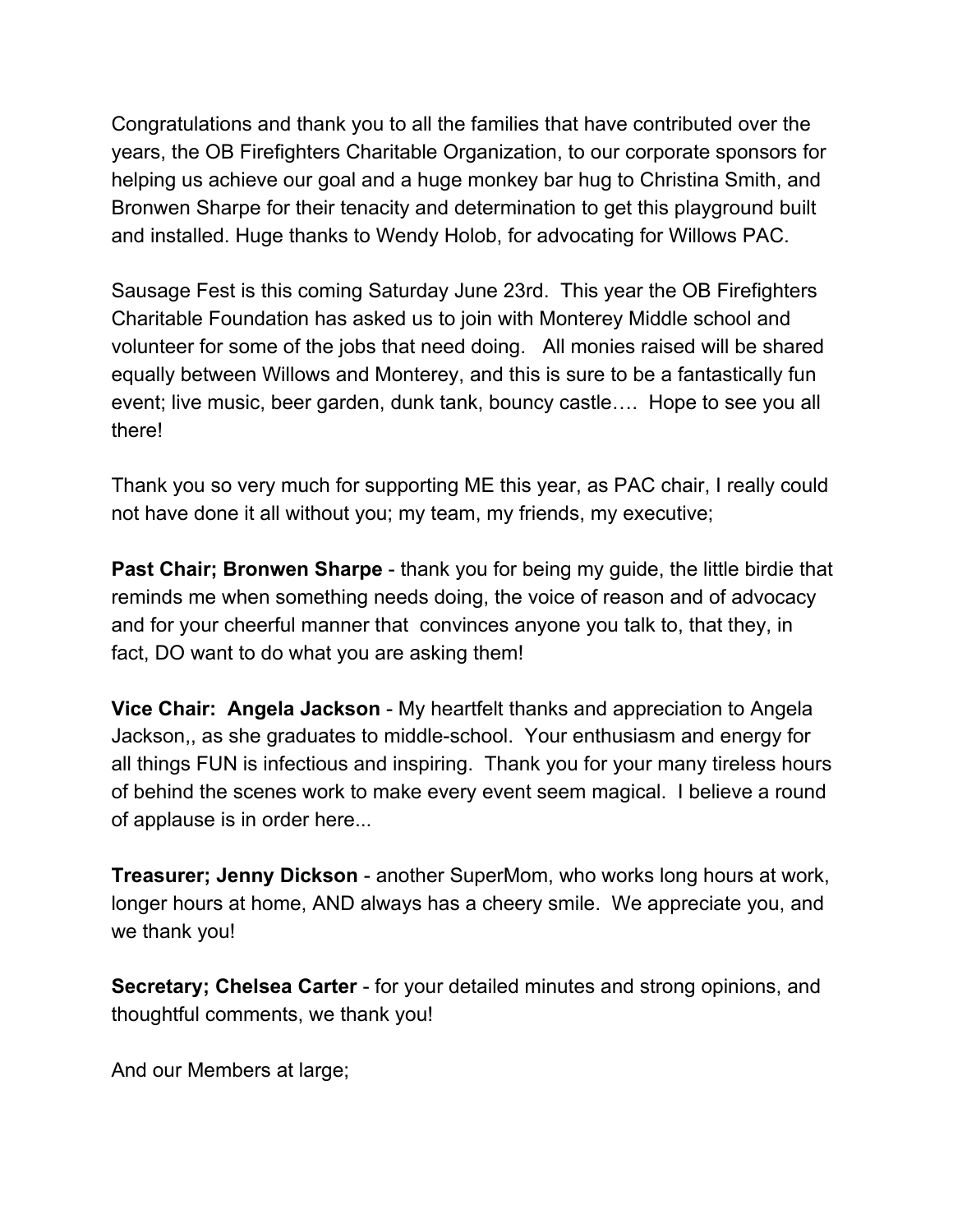Congratulations and thank you to all the families that have contributed over the years, the OB Firefighters Charitable Organization, to our corporate sponsors for helping us achieve our goal and a huge monkey bar hug to Christina Smith, and Bronwen Sharpe for their tenacity and determination to get this playground built and installed. Huge thanks to Wendy Holob, for advocating for Willows PAC.

Sausage Fest is this coming Saturday June 23rd. This year the OB Firefighters Charitable Foundation has asked us to join with Monterey Middle school and volunteer for some of the jobs that need doing. All monies raised will be shared equally between Willows and Monterey, and this is sure to be a fantastically fun event; live music, beer garden, dunk tank, bouncy castle…. Hope to see you all there!

Thank you so very much for supporting ME this year, as PAC chair, I really could not have done it all without you; my team, my friends, my executive;

**Past Chair; Bronwen Sharpe** - thank you for being my guide, the little birdie that reminds me when something needs doing, the voice of reason and of advocacy and for your cheerful manner that convinces anyone you talk to, that they, in fact, DO want to do what you are asking them!

**Vice Chair: Angela Jackson** - My heartfelt thanks and appreciation to Angela Jackson,, as she graduates to middle-school. Your enthusiasm and energy for all things FUN is infectious and inspiring. Thank you for your many tireless hours of behind the scenes work to make every event seem magical. I believe a round of applause is in order here...

**Treasurer; Jenny Dickson** - another SuperMom, who works long hours at work, longer hours at home, AND always has a cheery smile. We appreciate you, and we thank you!

**Secretary; Chelsea Carter** - for your detailed minutes and strong opinions, and thoughtful comments, we thank you!

And our Members at large;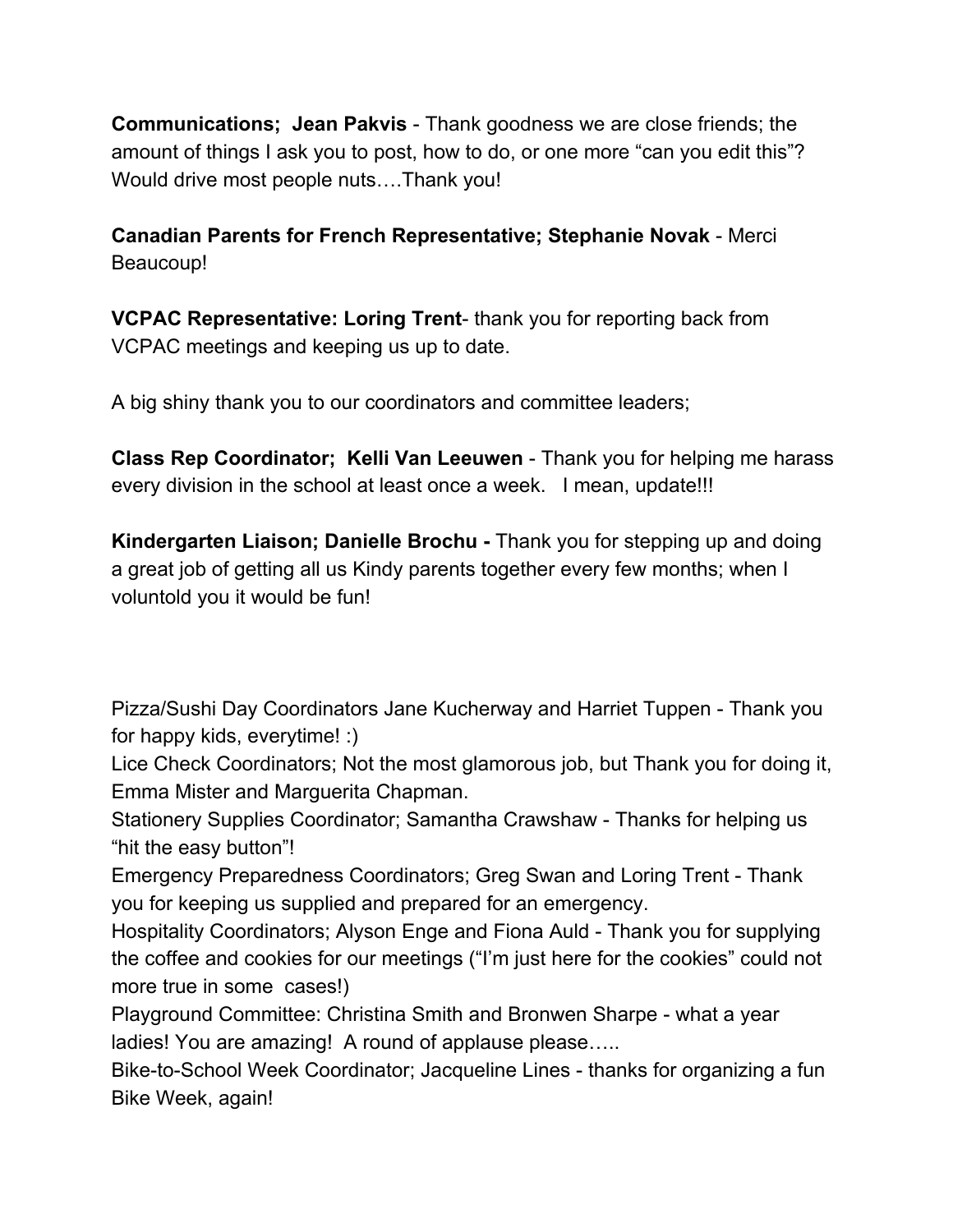**Communications; Jean Pakvis** - Thank goodness we are close friends; the amount of things I ask you to post, how to do, or one more “can you edit this”? Would drive most people nuts….Thank you!

**Canadian Parents for French Representative; Stephanie Novak** - Merci Beaucoup!

**VCPAC Representative: Loring Trent**- thank you for reporting back from VCPAC meetings and keeping us up to date.

A big shiny thank you to our coordinators and committee leaders;

**Class Rep Coordinator; Kelli Van Leeuwen** - Thank you for helping me harass every division in the school at least once a week. I mean, update!!!

**Kindergarten Liaison; Danielle Brochu -** Thank you for stepping up and doing a great job of getting all us Kindy parents together every few months; when I voluntold you it would be fun!

Pizza/Sushi Day Coordinators Jane Kucherway and Harriet Tuppen - Thank you for happy kids, everytime! :)
Lice Check Coordinators; Not the most glamorous job, but Thank you for doing it, Emma Mister and Marguerita Chapman.
Stationery Supplies Coordinator; Samantha Crawshaw - Thanks for helping us “hit the easy button”!
Emergency Preparedness Coordinators; Greg Swan and Loring Trent - Thank you for keeping us supplied and prepared for an emergency.
Hospitality Coordinators; Alyson Enge and Fiona Auld - Thank you for supplying the coffee and cookies for our meetings (“I’m just here for the cookies” could not more true in some cases!)
Playground Committee: Christina Smith and Bronwen Sharpe - what a year ladies! You are amazing! A round of applause please…..
Bike-to-School Week Coordinator; Jacqueline Lines - thanks for organizing a fun Bike Week, again!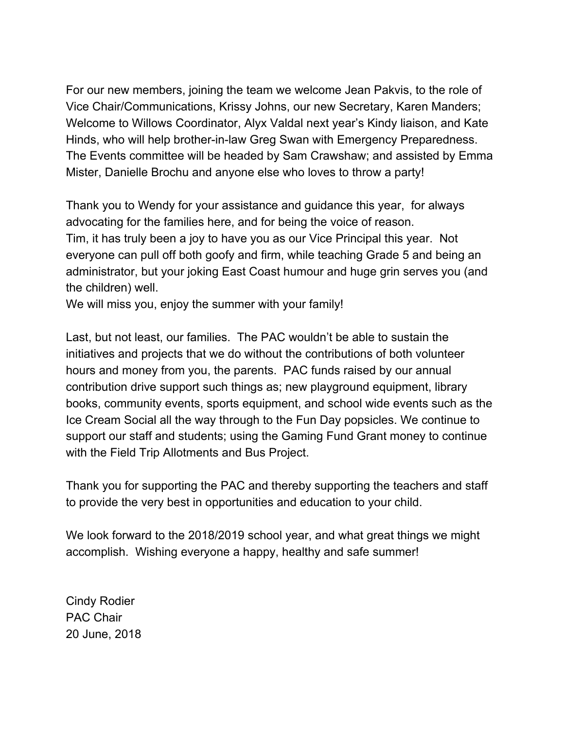For our new members, joining the team we welcome Jean Pakvis, to the role of Vice Chair/Communications, Krissy Johns, our new Secretary, Karen Manders; Welcome to Willows Coordinator, Alyx Valdal next year's Kindy liaison, and Kate Hinds, who will help brother-in-law Greg Swan with Emergency Preparedness. The Events committee will be headed by Sam Crawshaw; and assisted by Emma Mister, Danielle Brochu and anyone else who loves to throw a party!

Thank you to Wendy for your assistance and guidance this year, for always advocating for the families here, and for being the voice of reason.
Tim, it has truly been a joy to have you as our Vice Principal this year. Not everyone can pull off both goofy and firm, while teaching Grade 5 and being an administrator, but your joking East Coast humour and huge grin serves you (and the children) well.
We will miss you, enjoy the summer with your family!

Last, but not least, our families. The PAC wouldn't be able to sustain the initiatives and projects that we do without the contributions of both volunteer hours and money from you, the parents. PAC funds raised by our annual contribution drive support such things as; new playground equipment, library books, community events, sports equipment, and school wide events such as the Ice Cream Social all the way through to the Fun Day popsicles. We continue to support our staff and students; using the Gaming Fund Grant money to continue with the Field Trip Allotments and Bus Project.

Thank you for supporting the PAC and thereby supporting the teachers and staff to provide the very best in opportunities and education to your child.

We look forward to the 2018/2019 school year, and what great things we might accomplish. Wishing everyone a happy, healthy and safe summer!

Cindy Rodier
PAC Chair
20 June, 2018